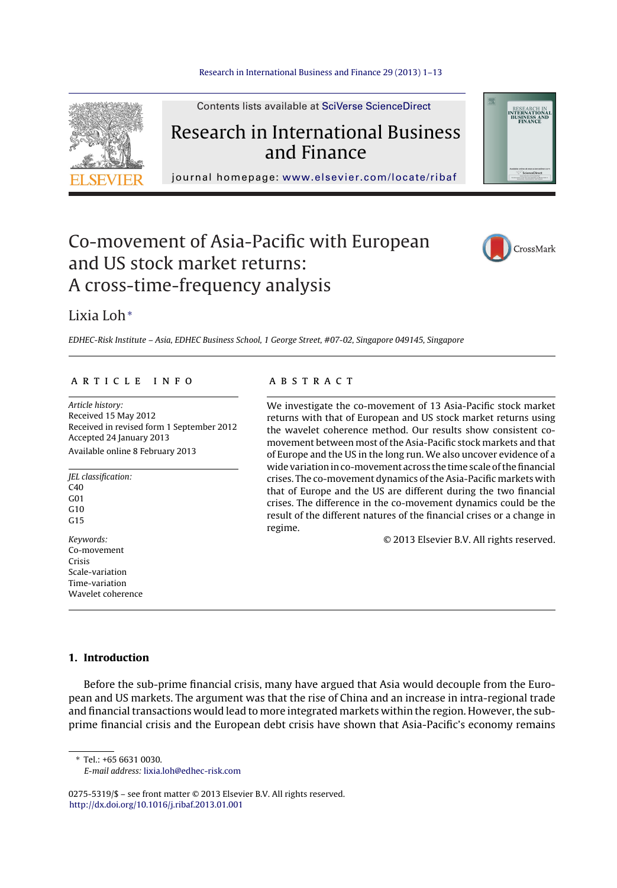# Co-movement of Asia-Pacific with European and US stock market returns: A cross-time-frequency analysis

Lixia Loh *

*EDHEC-Risk Institute – Asia, EDHEC Business School, 1 George Street, #07-02, Singapore 049145, Singapore*

## ARTICLE INFO

*Article history:*
Received 15 May 2012
Received in revised form 1 September 2012
Accepted 24 January 2013
Available online 8 February 2013

*JEL classification:*
C40
G01
G10
G15

*Keywords:*
Co-movement
Crisis
Scale-variation
Time-variation
Wavelet coherence

## ABSTRACT

We investigate the co-movement of 13 Asia-Pacific stock market returns with that of European and US stock market returns using the wavelet coherence method. Our results show consistent co-movement between most of the Asia-Pacific stock markets and that of Europe and the US in the long run. We also uncover evidence of a wide variation in co-movement across the time scale of the financial crises. The co-movement dynamics of the Asia-Pacific markets with that of Europe and the US are different during the two financial crises. The difference in the co-movement dynamics could be the result of the different natures of the financial crises or a change in regime.

© 2013 Elsevier B.V. All rights reserved.

## 1. Introduction

Before the sub-prime financial crisis, many have argued that Asia would decouple from the European and US markets. The argument was that the rise of China and an increase in intra-regional trade and financial transactions would lead to more integrated markets within the region. However, the sub-prime financial crisis and the European debt crisis have shown that Asia-Pacific's economy remains

---

* Tel.: +65 6631 0030.
*E-mail address:* lixia.loh@edhec-risk.com

0275-5319/$ – see front matter © 2013 Elsevier B.V. All rights reserved.
http://dx.doi.org/10.1016/j.ribaf.2013.01.001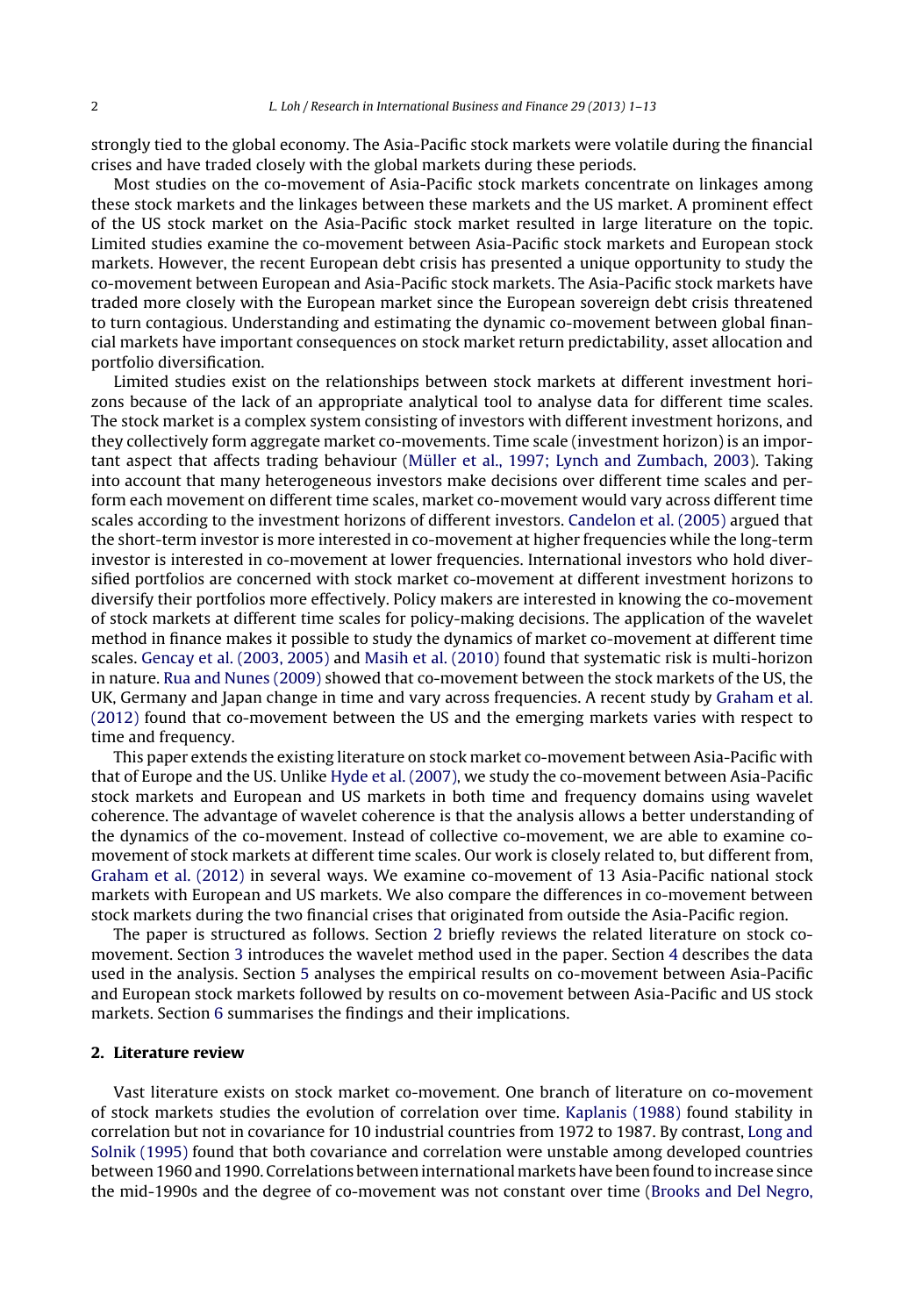strongly tied to the global economy. The Asia-Pacific stock markets were volatile during the financial crises and have traded closely with the global markets during these periods.

Most studies on the co-movement of Asia-Pacific stock markets concentrate on linkages among these stock markets and the linkages between these markets and the US market. A prominent effect of the US stock market on the Asia-Pacific stock market resulted in large literature on the topic. Limited studies examine the co-movement between Asia-Pacific stock markets and European stock markets. However, the recent European debt crisis has presented a unique opportunity to study the co-movement between European and Asia-Pacific stock markets. The Asia-Pacific stock markets have traded more closely with the European market since the European sovereign debt crisis threatened to turn contagious. Understanding and estimating the dynamic co-movement between global financial markets have important consequences on stock market return predictability, asset allocation and portfolio diversification.

Limited studies exist on the relationships between stock markets at different investment horizons because of the lack of an appropriate analytical tool to analyse data for different time scales. The stock market is a complex system consisting of investors with different investment horizons, and they collectively form aggregate market co-movements. Time scale (investment horizon) is an important aspect that affects trading behaviour (Müller et al., 1997; Lynch and Zumbach, 2003). Taking into account that many heterogeneous investors make decisions over different time scales and perform each movement on different time scales, market co-movement would vary across different time scales according to the investment horizons of different investors. Candelon et al. (2005) argued that the short-term investor is more interested in co-movement at higher frequencies while the long-term investor is interested in co-movement at lower frequencies. International investors who hold diversified portfolios are concerned with stock market co-movement at different investment horizons to diversify their portfolios more effectively. Policy makers are interested in knowing the co-movement of stock markets at different time scales for policy-making decisions. The application of the wavelet method in finance makes it possible to study the dynamics of market co-movement at different time scales. Gencay et al. (2003, 2005) and Masih et al. (2010) found that systematic risk is multi-horizon in nature. Rua and Nunes (2009) showed that co-movement between the stock markets of the US, the UK, Germany and Japan change in time and vary across frequencies. A recent study by Graham et al. (2012) found that co-movement between the US and the emerging markets varies with respect to time and frequency.

This paper extends the existing literature on stock market co-movement between Asia-Pacific with that of Europe and the US. Unlike Hyde et al. (2007), we study the co-movement between Asia-Pacific stock markets and European and US markets in both time and frequency domains using wavelet coherence. The advantage of wavelet coherence is that the analysis allows a better understanding of the dynamics of the co-movement. Instead of collective co-movement, we are able to examine co-movement of stock markets at different time scales. Our work is closely related to, but different from, Graham et al. (2012) in several ways. We examine co-movement of 13 Asia-Pacific national stock markets with European and US markets. We also compare the differences in co-movement between stock markets during the two financial crises that originated from outside the Asia-Pacific region.

The paper is structured as follows. Section 2 briefly reviews the related literature on stock co-movement. Section 3 introduces the wavelet method used in the paper. Section 4 describes the data used in the analysis. Section 5 analyses the empirical results on co-movement between Asia-Pacific and European stock markets followed by results on co-movement between Asia-Pacific and US stock markets. Section 6 summarises the findings and their implications.

## 2. Literature review

Vast literature exists on stock market co-movement. One branch of literature on co-movement of stock markets studies the evolution of correlation over time. Kaplanis (1988) found stability in correlation but not in covariance for 10 industrial countries from 1972 to 1987. By contrast, Long and Solnik (1995) found that both covariance and correlation were unstable among developed countries between 1960 and 1990. Correlations between international markets have been found to increase since the mid-1990s and the degree of co-movement was not constant over time (Brooks and Del Negro,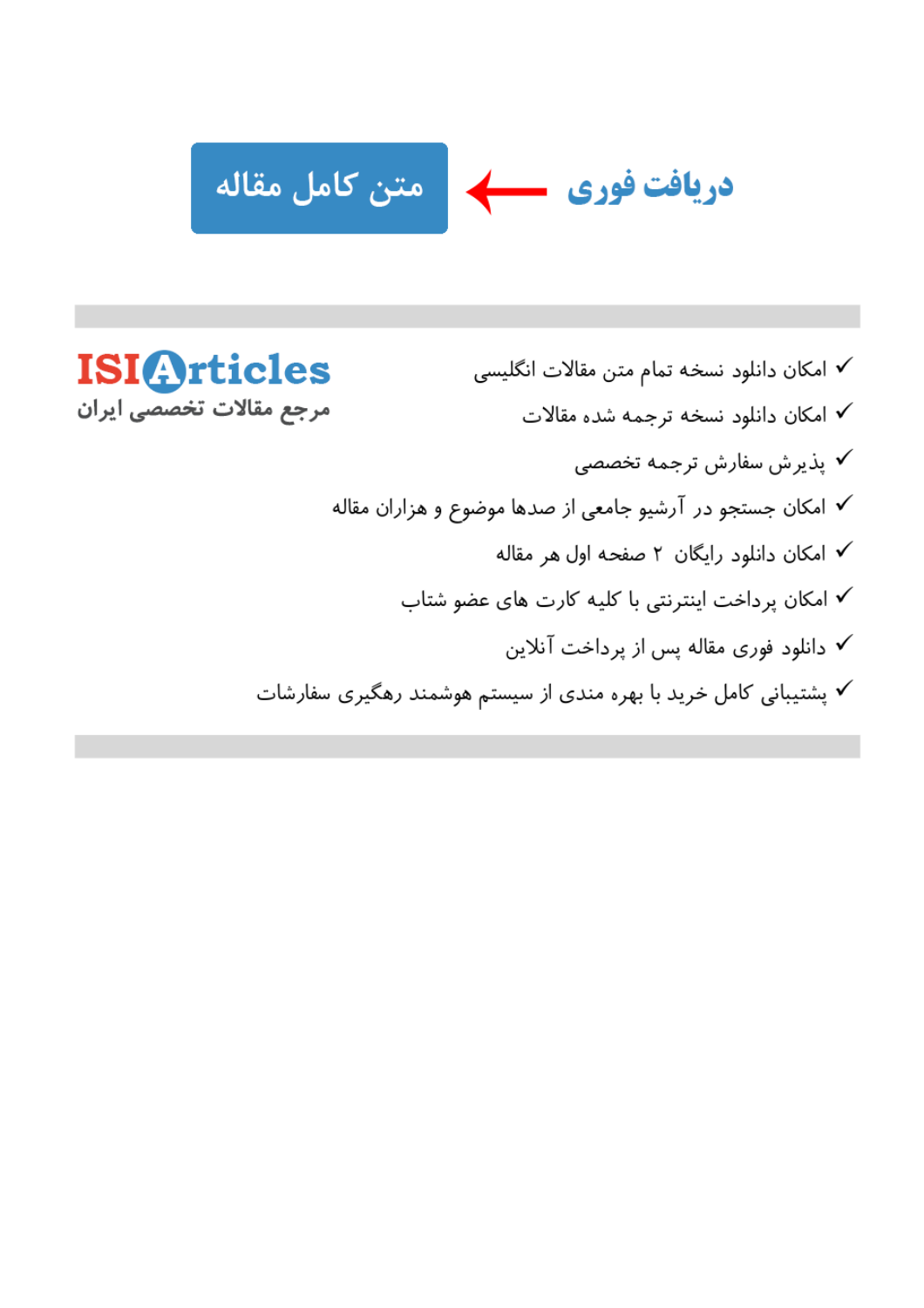دریافت فوری ← متن کامل مقاله

**ISIArticles**
مرجع مقالات تخصصی ایران

- ✓ امکان دانلود نسخه تمام متن مقالات انگلیسی
- ✓ امکان دانلود نسخه ترجمه شده مقالات
- ✓ پذیرش سفارش ترجمه تخصصی
- ✓ امکان جستجو در آرشیو جامعی از صدها موضوع و هزاران مقاله
- ✓ امکان دانلود رایگان ۲ صفحه اول هر مقاله
- ✓ امکان پرداخت اینترنتی با کلیه کارت های عضو شتاب
- ✓ دانلود فوری مقاله پس از پرداخت آنلاین
- ✓ پشتیبانی کامل خرید با بهره مندی از سیستم هوشمند رهگیری سفارشات